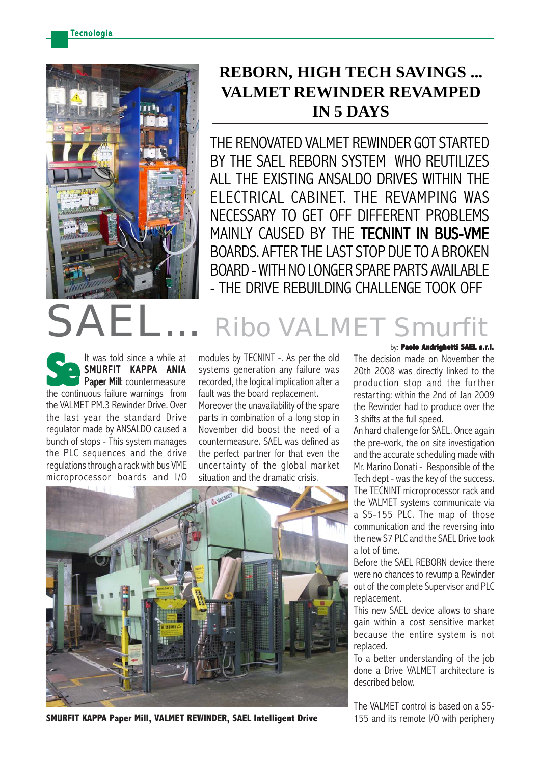# REBORN, HIGH TECH SAVINGS ... VALMET REWINDER REVAMPED IN 5 DAYS

THE RENOVATED VALMET REWINDER GOT STARTED BY THE SAEL REBORN SYSTEM WHO REUTILIZES ALL THE EXISTING ANSALDO DRIVES WITHIN THE ELECTRICAL CABINET. THE REVAMPING WAS NECESSARY TO GET OFF DIFFERENT PROBLEMS MAINLY CAUSED BY THE **TECNINT IN BUS-VME** BOARDS. AFTER THE LAST STOP DUE TO A BROKEN BOARD - WITH NO LONGER SPARE PARTS AVAILABLE - THE DRIVE REBUILDING CHALLENGE TOOK OFF

## SAEL... Ribo VALMET Smurfit

by: **Paolo Andrighetti SAEL s.r.l.**

**Se** It was told since a while at **SMURFIT KAPPA ANIA Paper Mill**: countermeasure the continuous failure warnings from the VALMET PM.3 Rewinder Drive. Over the last year the standard Drive regulator made by ANSALDO caused a bunch of stops - This system manages the PLC sequences and the drive regulations through a rack with bus VME microprocessor boards and I/O modules by TECNINT -. As per the old systems generation any failure was recorded, the logical implication after a fault was the board replacement.

Moreover the unavailability of the spare parts in combination of a long stop in November did boost the need of a countermeasure. SAEL was defined as the perfect partner for that even the uncertainty of the global market situation and the dramatic crisis.

The decision made on November the 20th 2008 was directly linked to the production stop and the further restarting: within the 2nd of Jan 2009 the Rewinder had to produce over the 3 shifts at the full speed.

An hard challenge for SAEL. Once again the pre-work, the on site investigation and the accurate scheduling made with Mr. Marino Donati - Responsible of the Tech dept - was the key of the success.

The TECNINT microprocessor rack and the VALMET systems communicate via a S5-155 PLC. The map of those communication and the reversing into the new S7 PLC and the SAEL Drive took a lot of time.

Before the SAEL REBORN device there were no chances to revump a Rewinder out of the complete Supervisor and PLC replacement.

This new SAEL device allows to share gain within a cost sensitive market because the entire system is not replaced.

To a better understanding of the job done a Drive VALMET architecture is described below.

**SMURFIT KAPPA Paper Mill, VALMET REWINDER, SAEL Intelligent Drive**

The VALMET control is based on a S5-155 and its remote I/O with periphery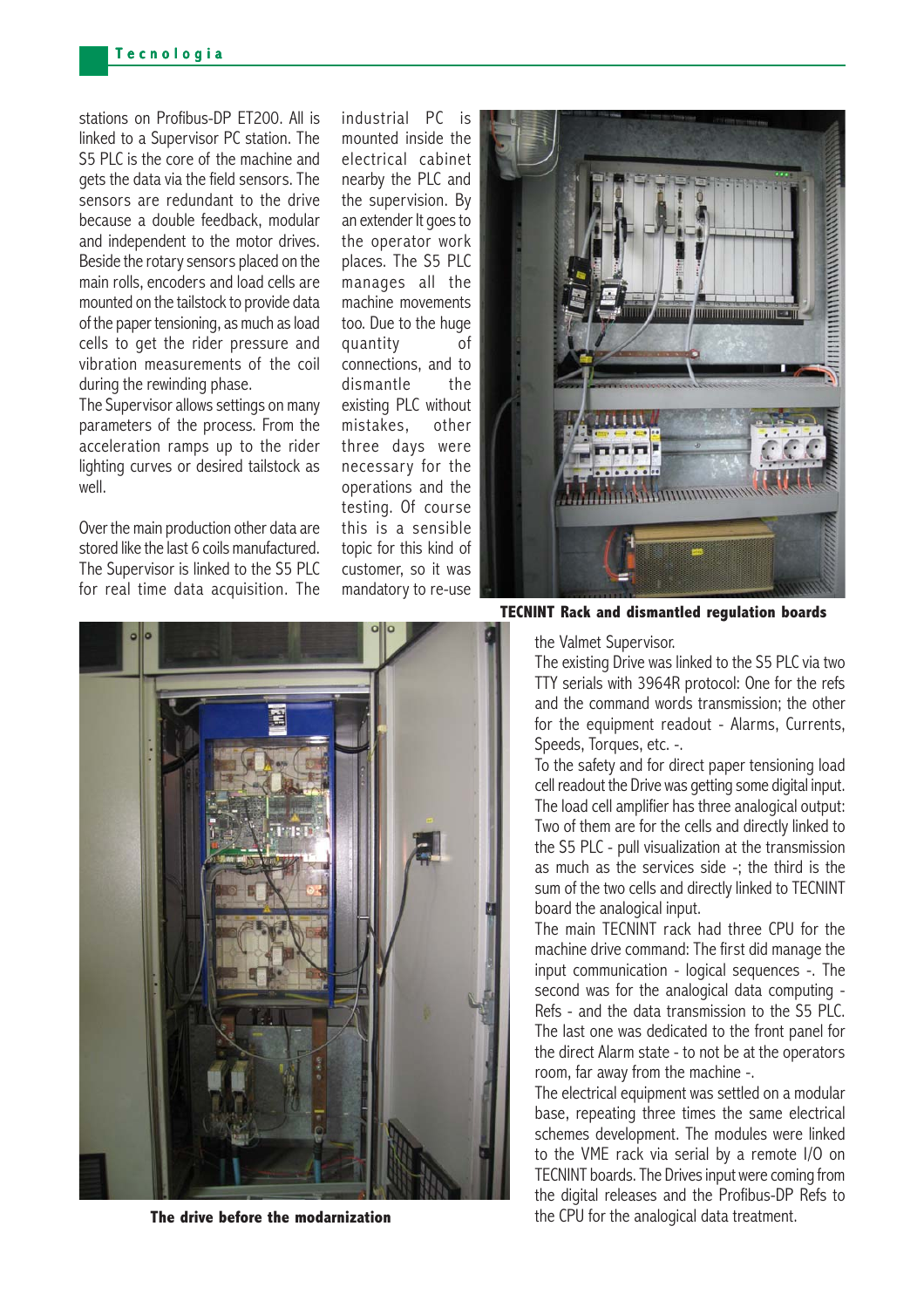stations on Profibus-DP ET200. All is linked to a Supervisor PC station. The S5 PLC is the core of the machine and gets the data via the field sensors. The sensors are redundant to the drive because a double feedback, modular and independent to the motor drives. Beside the rotary sensors placed on the main rolls, encoders and load cells are mounted on the tailstock to provide data of the paper tensioning, as much as load cells to get the rider pressure and vibration measurements of the coil during the rewinding phase.
The Supervisor allows settings on many parameters of the process. From the acceleration ramps up to the rider lighting curves or desired tailstock as well.

Over the main production other data are stored like the last 6 coils manufactured. The Supervisor is linked to the S5 PLC for real time data acquisition. The industrial PC is mounted inside the electrical cabinet nearby the PLC and the supervision. By an extender It goes to the operator work places. The S5 PLC manages all the machine movements too. Due to the huge quantity of connections, and to dismantle the existing PLC without mistakes, other three days were necessary for the operations and the testing. Of course this is a sensible topic for this kind of customer, so it was mandatory to re-use the Valmet Supervisor.

**TECNINT Rack and dismantled regulation boards**

The existing Drive was linked to the S5 PLC via two TTY serials with 3964R protocol: One for the refs and the command words transmission; the other for the equipment readout - Alarms, Currents, Speeds, Torques, etc. -.
To the safety and for direct paper tensioning load cell readout the Drive was getting some digital input. The load cell amplifier has three analogical output: Two of them are for the cells and directly linked to the S5 PLC - pull visualization at the transmission as much as the services side -; the third is the sum of the two cells and directly linked to TECNINT board the analogical input.
The main TECNINT rack had three CPU for the machine drive command: The first did manage the input communication - logical sequences -. The second was for the analogical data computing - Refs - and the data transmission to the S5 PLC. The last one was dedicated to the front panel for the direct Alarm state - to not be at the operators room, far away from the machine -.
The electrical equipment was settled on a modular base, repeating three times the same electrical schemes development. The modules were linked to the VME rack via serial by a remote I/O on TECNINT boards. The Drives input were coming from the digital releases and the Profibus-DP Refs to the CPU for the analogical data treatment.

**The drive before the modarnization**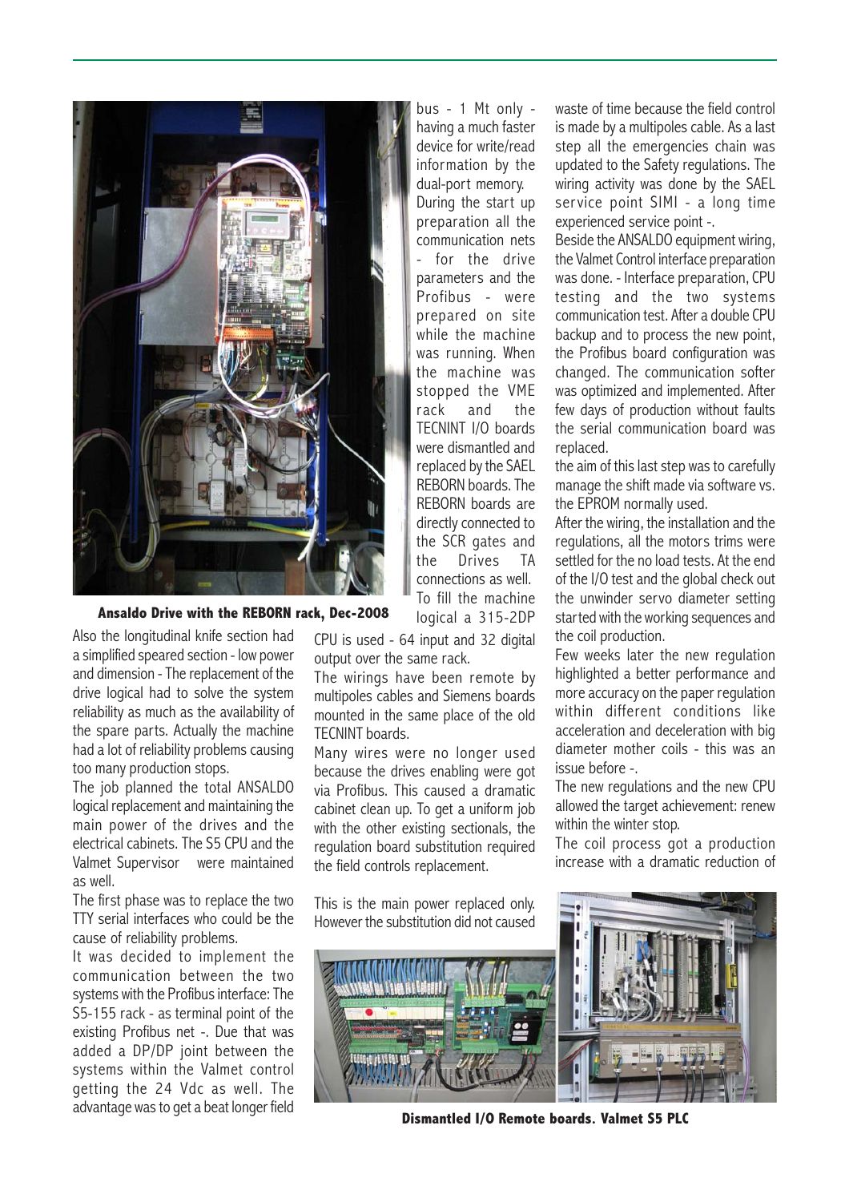**Ansaldo Drive with the REBORN rack, Dec-2008**

Also the longitudinal knife section had a simplified speared section - low power and dimension - The replacement of the drive logical had to solve the system reliability as much as the availability of the spare parts. Actually the machine had a lot of reliability problems causing too many production stops.

The job planned the total ANSALDO logical replacement and maintaining the main power of the drives and the electrical cabinets. The S5 CPU and the Valmet Supervisor were maintained as well.

The first phase was to replace the two TTY serial interfaces who could be the cause of reliability problems.

It was decided to implement the communication between the two systems with the Profibus interface: The S5-155 rack - as terminal point of the existing Profibus net -. Due that was added a DP/DP joint between the systems within the Valmet control getting the 24 Vdc as well. The advantage was to get a beat longer field bus - 1 Mt only - having a much faster device for write/read information by the dual-port memory.

During the start up preparation all the communication nets - for the drive parameters and the Profibus - were prepared on site while the machine was running. When the machine was stopped the VME rack and the TECNINT I/O boards were dismantled and replaced by the SAEL REBORN boards. The REBORN boards are directly connected to the SCR gates and the Drives TA connections as well. To fill the machine logical a 315-2DP CPU is used - 64 input and 32 digital output over the same rack.

The wirings have been remote by multipoles cables and Siemens boards mounted in the same place of the old TECNINT boards.

Many wires were no longer used because the drives enabling were got via Profibus. This caused a dramatic cabinet clean up. To get a uniform job with the other existing sectionals, the regulation board substitution required the field controls replacement.

This is the main power replaced only. However the substitution did not caused waste of time because the field control is made by a multipoles cable. As a last step all the emergencies chain was updated to the Safety regulations. The wiring activity was done by the SAEL service point SIMI - a long time experienced service point -.

Beside the ANSALDO equipment wiring, the Valmet Control interface preparation was done. - Interface preparation, CPU testing and the two systems communication test. After a double CPU backup and to process the new point, the Profibus board configuration was changed. The communication softer was optimized and implemented. After few days of production without faults the serial communication board was replaced.

the aim of this last step was to carefully manage the shift made via software vs. the EPROM normally used.

After the wiring, the installation and the regulations, all the motors trims were settled for the no load tests. At the end of the I/O test and the global check out the unwinder servo diameter setting started with the working sequences and the coil production.

Few weeks later the new regulation highlighted a better performance and more accuracy on the paper regulation within different conditions like acceleration and deceleration with big diameter mother coils - this was an issue before -.

The new regulations and the new CPU allowed the target achievement: renew within the winter stop.

The coil process got a production increase with a dramatic reduction of

**Dismantled I/O Remote boards. Valmet S5 PLC**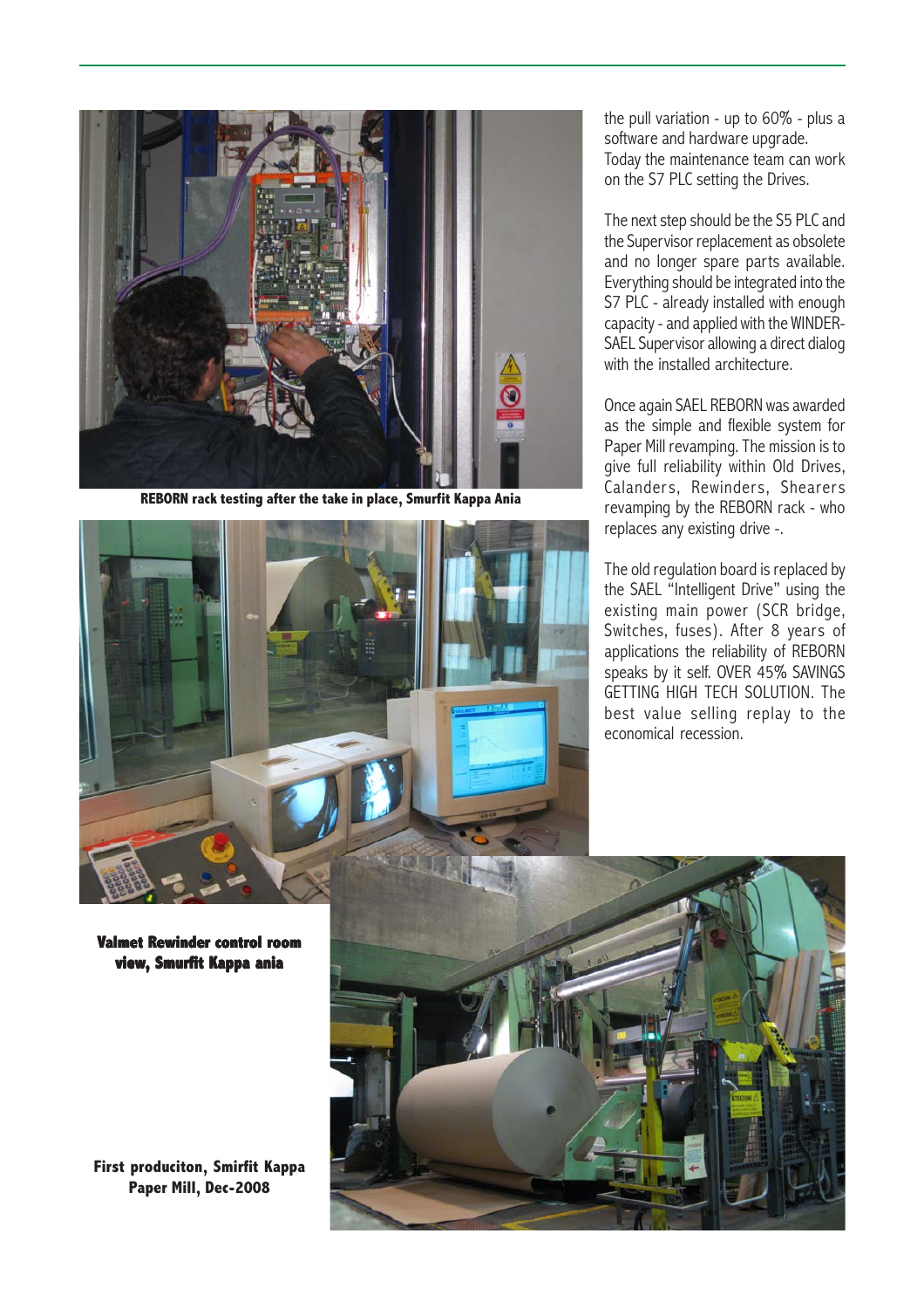REBORN rack testing after the take in place, Smurfit Kappa Ania

Valmet Rewinder control room view, Smurfit Kappa ania

First produciton, Smirfit Kappa Paper Mill, Dec-2008

the pull variation - up to 60% - plus a software and hardware upgrade. Today the maintenance team can work on the S7 PLC setting the Drives.

The next step should be the S5 PLC and the Supervisor replacement as obsolete and no longer spare parts available. Everything should be integrated into the S7 PLC - already installed with enough capacity - and applied with the WINDER-SAEL Supervisor allowing a direct dialog with the installed architecture.

Once again SAEL REBORN was awarded as the simple and flexible system for Paper Mill revamping. The mission is to give full reliability within Old Drives, Calanders, Rewinders, Shearers revamping by the REBORN rack - who replaces any existing drive -.

The old regulation board is replaced by the SAEL "Intelligent Drive" using the existing main power (SCR bridge, Switches, fuses). After 8 years of applications the reliability of REBORN speaks by it self. OVER 45% SAVINGS GETTING HIGH TECH SOLUTION. The best value selling replay to the economical recession.